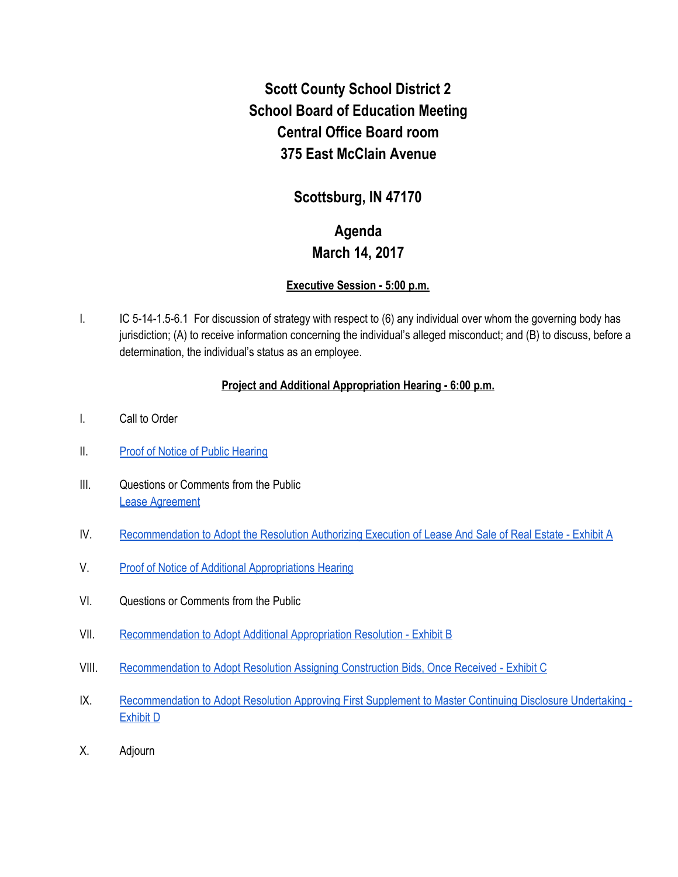# Scott County School District 2
# School Board of Education Meeting
# Central Office Board room
# 375 East McClain Avenue

## Scottsburg, IN 47170

## Agenda
## March 14, 2017

**Executive Session - 5:00 p.m.**

I. IC 5-14-1.5-6.1 For discussion of strategy with respect to (6) any individual over whom the governing body has jurisdiction; (A) to receive information concerning the individual's alleged misconduct; and (B) to discuss, before a determination, the individual's status as an employee.

**Project and Additional Appropriation Hearing - 6:00 p.m.**

I. Call to Order

II. Proof of Notice of Public Hearing

III. Questions or Comments from the Public
Lease Agreement

IV. Recommendation to Adopt the Resolution Authorizing Execution of Lease And Sale of Real Estate - Exhibit A

V. Proof of Notice of Additional Appropriations Hearing

VI. Questions or Comments from the Public

VII. Recommendation to Adopt Additional Appropriation Resolution - Exhibit B

VIII. Recommendation to Adopt Resolution Assigning Construction Bids, Once Received - Exhibit C

IX. Recommendation to Adopt Resolution Approving First Supplement to Master Continuing Disclosure Undertaking - Exhibit D

X. Adjourn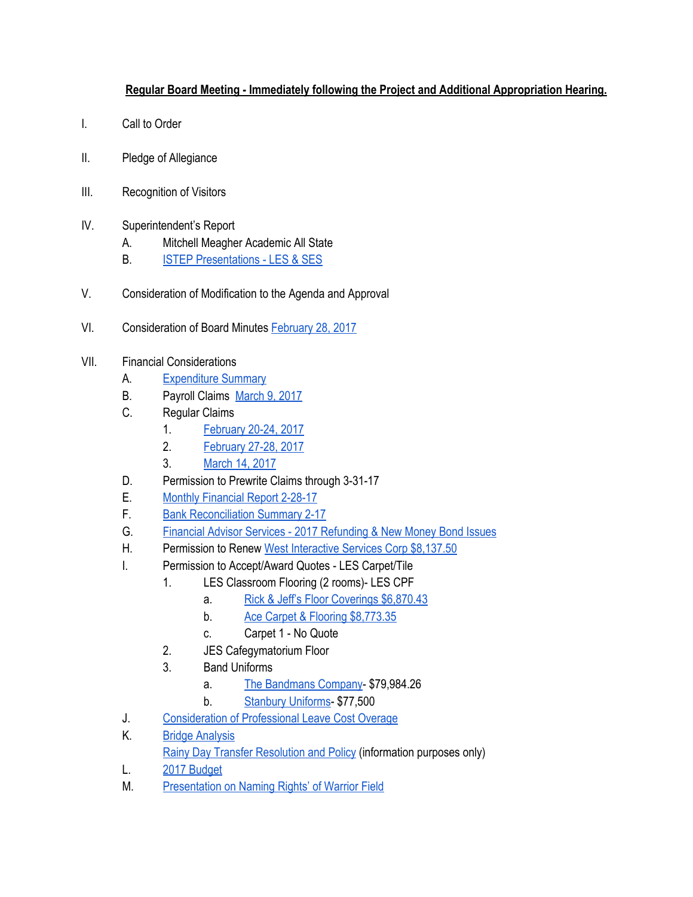**Regular Board Meeting - Immediately following the Project and Additional Appropriation Hearing.**

I. Call to Order

II. Pledge of Allegiance

III. Recognition of Visitors

IV. Superintendent's Report
   - A. Mitchell Meagher Academic All State
   - B. ISTEP Presentations - LES & SES

V. Consideration of Modification to the Agenda and Approval

VI. Consideration of Board Minutes February 28, 2017

VII. Financial Considerations
   - A. Expenditure Summary
   - B. Payroll Claims March 9, 2017
   - C. Regular Claims
     1. February 20-24, 2017
     2. February 27-28, 2017
     3. March 14, 2017
   - D. Permission to Prewrite Claims through 3-31-17
   - E. Monthly Financial Report 2-28-17
   - F. Bank Reconciliation Summary 2-17
   - G. Financial Advisor Services - 2017 Refunding & New Money Bond Issues
   - H. Permission to Renew West Interactive Services Corp $8,137.50
   - I. Permission to Accept/Award Quotes - LES Carpet/Tile
     1. LES Classroom Flooring (2 rooms)- LES CPF
        - a. Rick & Jeff's Floor Coverings $6,870.43
        - b. Ace Carpet & Flooring $8,773.35
        - c. Carpet 1 - No Quote
     2. JES Cafegymatorium Floor
     3. Band Uniforms
        - a. The Bandmans Company- $79,984.26
        - b. Stanbury Uniforms- $77,500
   - J. Consideration of Professional Leave Cost Overage
   - K. Bridge Analysis

     Rainy Day Transfer Resolution and Policy (information purposes only)
   - L. 2017 Budget
   - M. Presentation on Naming Rights' of Warrior Field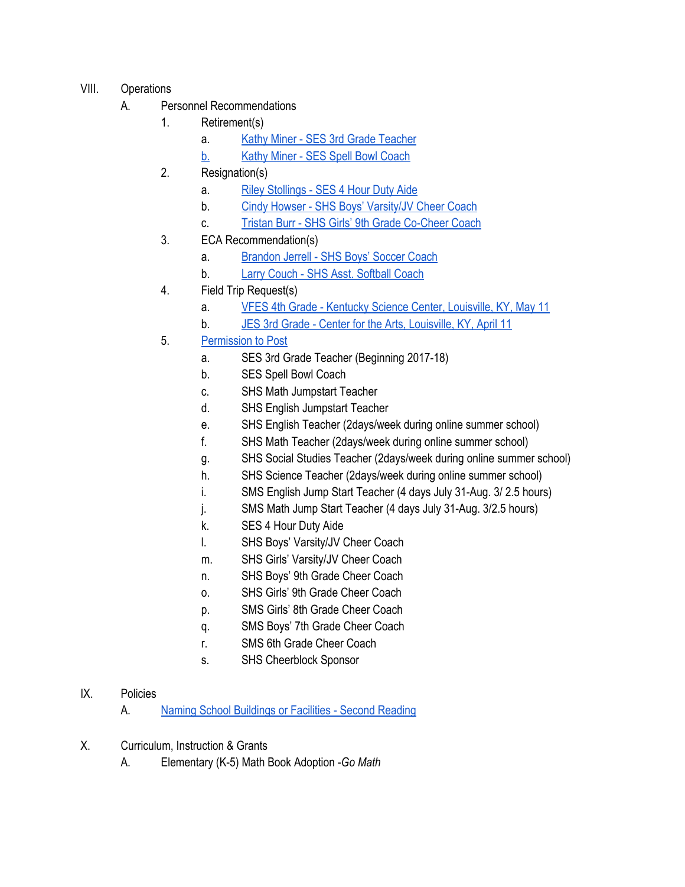VIII. Operations

A. Personnel Recommendations

1. Retirement(s)
   a. Kathy Miner - SES 3rd Grade Teacher
   b. Kathy Miner - SES Spell Bowl Coach
2. Resignation(s)
   a. Riley Stollings - SES 4 Hour Duty Aide
   b. Cindy Howser - SHS Boys' Varsity/JV Cheer Coach
   c. Tristan Burr - SHS Girls' 9th Grade Co-Cheer Coach
3. ECA Recommendation(s)
   a. Brandon Jerrell - SHS Boys' Soccer Coach
   b. Larry Couch - SHS Asst. Softball Coach
4. Field Trip Request(s)
   a. VFES 4th Grade - Kentucky Science Center, Louisville, KY, May 11
   b. JES 3rd Grade - Center for the Arts, Louisville, KY, April 11
5. Permission to Post
   a. SES 3rd Grade Teacher (Beginning 2017-18)
   b. SES Spell Bowl Coach
   c. SHS Math Jumpstart Teacher
   d. SHS English Jumpstart Teacher
   e. SHS English Teacher (2days/week during online summer school)
   f. SHS Math Teacher (2days/week during online summer school)
   g. SHS Social Studies Teacher (2days/week during online summer school)
   h. SHS Science Teacher (2days/week during online summer school)
   i. SMS English Jump Start Teacher (4 days July 31-Aug. 3/ 2.5 hours)
   j. SMS Math Jump Start Teacher (4 days July 31-Aug. 3/2.5 hours)
   k. SES 4 Hour Duty Aide
   l. SHS Boys' Varsity/JV Cheer Coach
   m. SHS Girls' Varsity/JV Cheer Coach
   n. SHS Boys' 9th Grade Cheer Coach
   o. SHS Girls' 9th Grade Cheer Coach
   p. SMS Girls' 8th Grade Cheer Coach
   q. SMS Boys' 7th Grade Cheer Coach
   r. SMS 6th Grade Cheer Coach
   s. SHS Cheerblock Sponsor

IX. Policies

A. Naming School Buildings or Facilities - Second Reading

X. Curriculum, Instruction & Grants

A. Elementary (K-5) Math Book Adoption -*Go Math*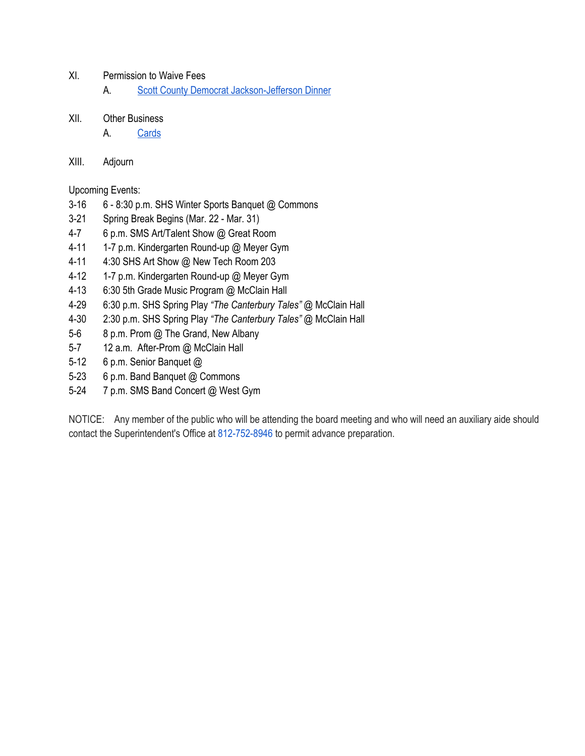XI. Permission to Waive Fees

  A. Scott County Democrat Jackson-Jefferson Dinner

XII. Other Business

  A. Cards

XIII. Adjourn

Upcoming Events:

| | |
|---|---|
| 3-16 | 6 - 8:30 p.m. SHS Winter Sports Banquet @ Commons |
| 3-21 | Spring Break Begins (Mar. 22 - Mar. 31) |
| 4-7 | 6 p.m. SMS Art/Talent Show @ Great Room |
| 4-11 | 1-7 p.m. Kindergarten Round-up @ Meyer Gym |
| 4-11 | 4:30 SHS Art Show @ New Tech Room 203 |
| 4-12 | 1-7 p.m. Kindergarten Round-up @ Meyer Gym |
| 4-13 | 6:30 5th Grade Music Program @ McClain Hall |
| 4-29 | 6:30 p.m. SHS Spring Play *"The Canterbury Tales"* @ McClain Hall |
| 4-30 | 2:30 p.m. SHS Spring Play *"The Canterbury Tales"* @ McClain Hall |
| 5-6 | 8 p.m. Prom @ The Grand, New Albany |
| 5-7 | 12 a.m. After-Prom @ McClain Hall |
| 5-12 | 6 p.m. Senior Banquet @ |
| 5-23 | 6 p.m. Band Banquet @ Commons |
| 5-24 | 7 p.m. SMS Band Concert @ West Gym |

NOTICE: Any member of the public who will be attending the board meeting and who will need an auxiliary aide should contact the Superintendent's Office at 812-752-8946 to permit advance preparation.